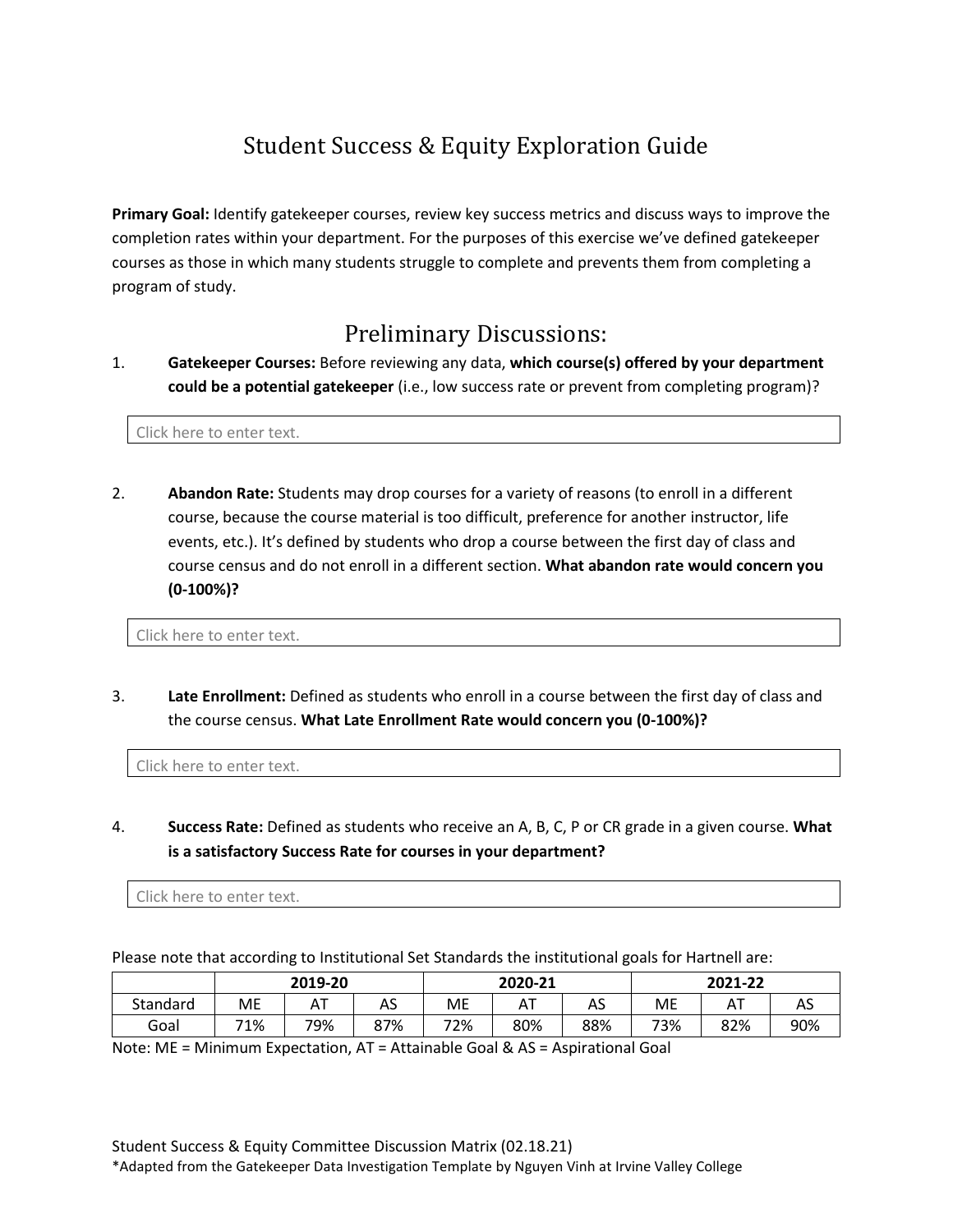# Student Success & Equity Exploration Guide

**Primary Goal:** Identify gatekeeper courses, review key success metrics and discuss ways to improve the completion rates within your department. For the purposes of this exercise we've defined gatekeeper courses as those in which many students struggle to complete and prevents them from completing a program of study.

## Preliminary Discussions:

1. **Gatekeeper Courses:** Before reviewing any data, **which course(s) offered by your department could be a potential gatekeeper** (i.e., low success rate or prevent from completing program)?

   Click here to enter text.

2. **Abandon Rate:** Students may drop courses for a variety of reasons (to enroll in a different course, because the course material is too difficult, preference for another instructor, life events, etc.). It's defined by students who drop a course between the first day of class and course census and do not enroll in a different section. **What abandon rate would concern you (0-100%)?**

   Click here to enter text.

3. **Late Enrollment:** Defined as students who enroll in a course between the first day of class and the course census. **What Late Enrollment Rate would concern you (0-100%)?**

   Click here to enter text.

4. **Success Rate:** Defined as students who receive an A, B, C, P or CR grade in a given course. **What is a satisfactory Success Rate for courses in your department?**

   Click here to enter text.

Please note that according to Institutional Set Standards the institutional goals for Hartnell are:

| | 2019-20 | | | 2020-21 | | | 2021-22 | | |
|---|---|---|---|---|---|---|---|---|---|
| Standard | ME | AT | AS | ME | AT | AS | ME | AT | AS |
| Goal | 71% | 79% | 87% | 72% | 80% | 88% | 73% | 82% | 90% |

Note: ME = Minimum Expectation, AT = Attainable Goal & AS = Aspirational Goal

Student Success & Equity Committee Discussion Matrix (02.18.21)

*Adapted from the Gatekeeper Data Investigation Template by Nguyen Vinh at Irvine Valley College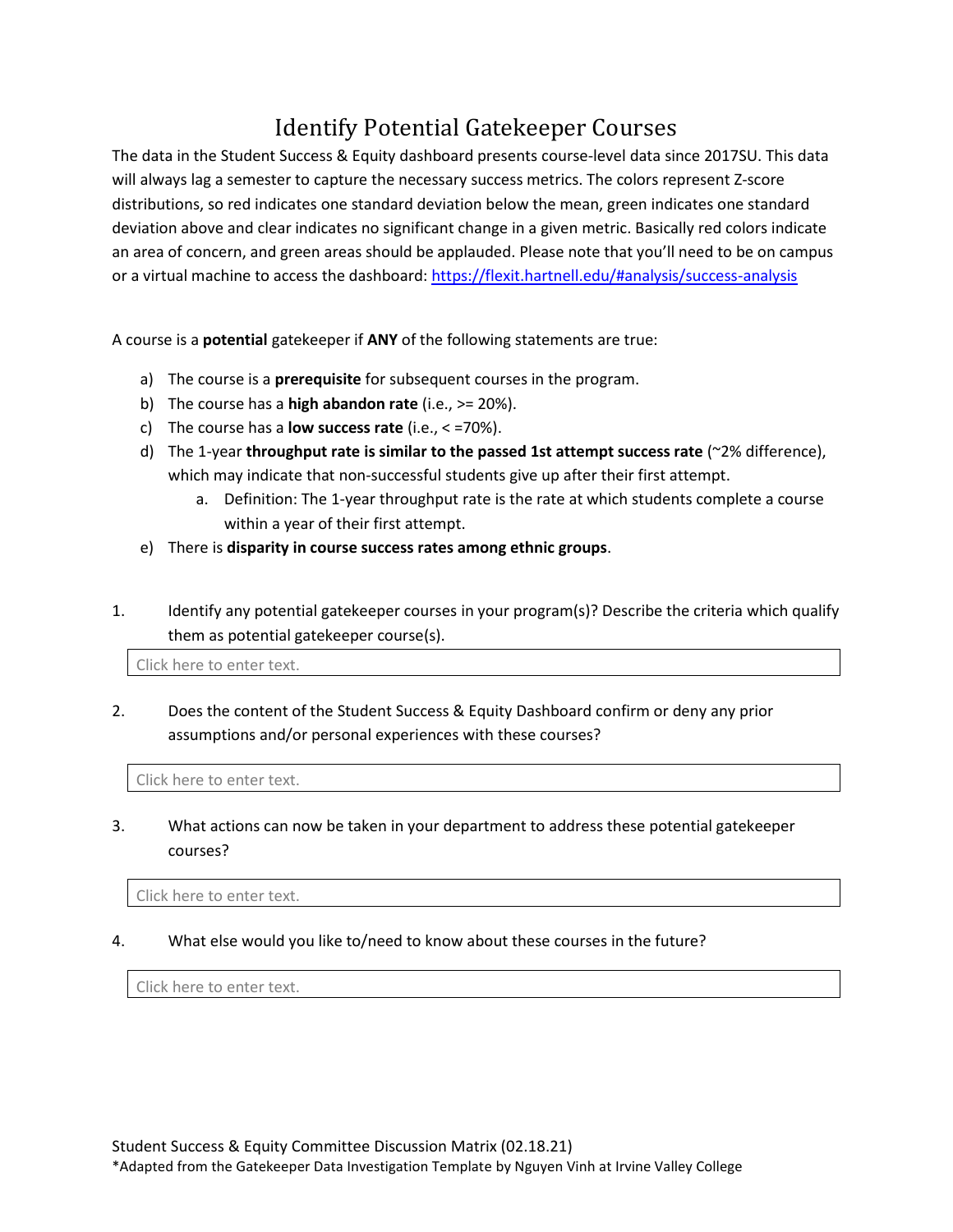# Identify Potential Gatekeeper Courses

The data in the Student Success & Equity dashboard presents course-level data since 2017SU. This data will always lag a semester to capture the necessary success metrics. The colors represent Z-score distributions, so red indicates one standard deviation below the mean, green indicates one standard deviation above and clear indicates no significant change in a given metric. Basically red colors indicate an area of concern, and green areas should be applauded. Please note that you'll need to be on campus or a virtual machine to access the dashboard: https://flexit.hartnell.edu/#analysis/success-analysis

A course is a **potential** gatekeeper if **ANY** of the following statements are true:

a) The course is a **prerequisite** for subsequent courses in the program.
b) The course has a **high abandon rate** (i.e., >= 20%).
c) The course has a **low success rate** (i.e., < =70%).
d) The 1-year **throughput rate is similar to the passed 1st attempt success rate** (~2% difference), which may indicate that non-successful students give up after their first attempt.
    a. Definition: The 1-year throughput rate is the rate at which students complete a course within a year of their first attempt.
e) There is **disparity in course success rates among ethnic groups**.

1. Identify any potential gatekeeper courses in your program(s)? Describe the criteria which qualify them as potential gatekeeper course(s).

Click here to enter text.

2. Does the content of the Student Success & Equity Dashboard confirm or deny any prior assumptions and/or personal experiences with these courses?

Click here to enter text.

3. What actions can now be taken in your department to address these potential gatekeeper courses?

Click here to enter text.

4. What else would you like to/need to know about these courses in the future?

Click here to enter text.

Student Success & Equity Committee Discussion Matrix (02.18.21)

*Adapted from the Gatekeeper Data Investigation Template by Nguyen Vinh at Irvine Valley College